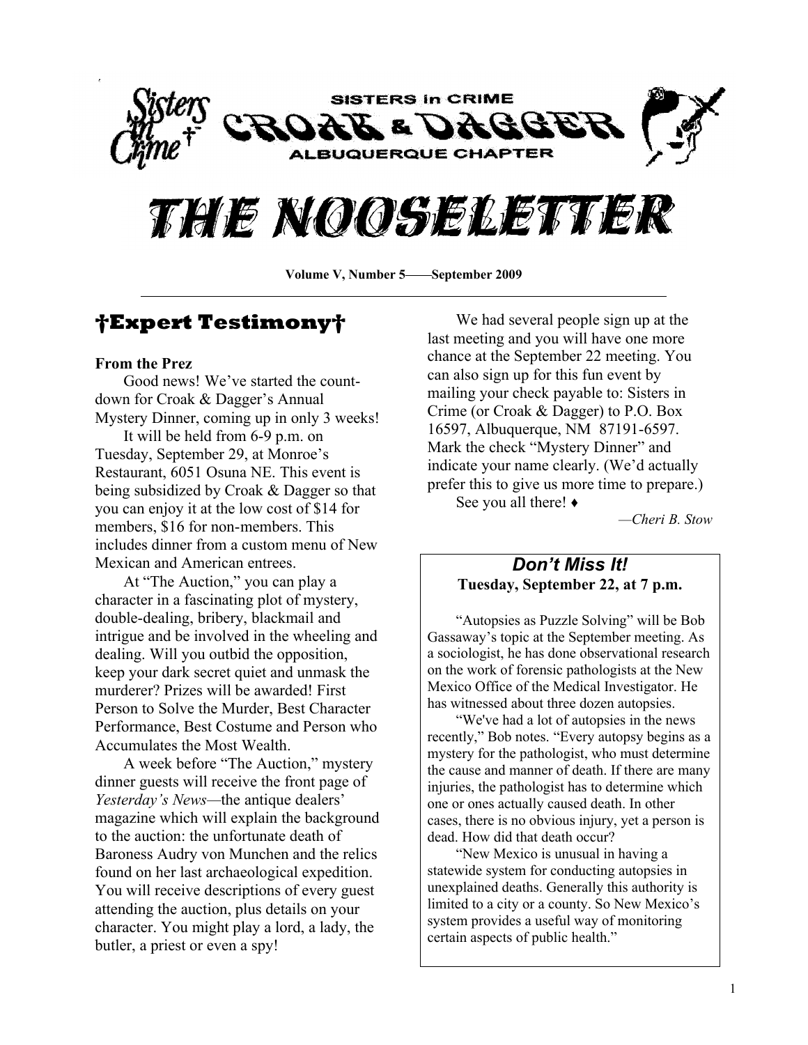SISTERS in CRIME

CROAK & DAGGER

ALBUQUERQUE CHAPTER

# THE NOOSELETTER

**Volume V, Number 5——September 2009**

## †Expert Testimony†

**From the Prez**

Good news! We've started the count-down for Croak & Dagger's Annual Mystery Dinner, coming up in only 3 weeks!

It will be held from 6-9 p.m. on Tuesday, September 29, at Monroe's Restaurant, 6051 Osuna NE. This event is being subsidized by Croak & Dagger so that you can enjoy it at the low cost of $14 for members, $16 for non-members. This includes dinner from a custom menu of New Mexican and American entrees.

At "The Auction," you can play a character in a fascinating plot of mystery, double-dealing, bribery, blackmail and intrigue and be involved in the wheeling and dealing. Will you outbid the opposition, keep your dark secret quiet and unmask the murderer? Prizes will be awarded! First Person to Solve the Murder, Best Character Performance, Best Costume and Person who Accumulates the Most Wealth.

A week before "The Auction," mystery dinner guests will receive the front page of *Yesterday's News*—the antique dealers' magazine which will explain the background to the auction: the unfortunate death of Baroness Audry von Munchen and the relics found on her last archaeological expedition. You will receive descriptions of every guest attending the auction, plus details on your character. You might play a lord, a lady, the butler, a priest or even a spy!

We had several people sign up at the last meeting and you will have one more chance at the September 22 meeting. You can also sign up for this fun event by mailing your check payable to: Sisters in Crime (or Croak & Dagger) to P.O. Box 16597, Albuquerque, NM 87191-6597. Mark the check "Mystery Dinner" and indicate your name clearly. (We'd actually prefer this to give us more time to prepare.)

See you all there! ♦

*—Cheri B. Stow*

### *Don't Miss It!*

**Tuesday, September 22, at 7 p.m.**

"Autopsies as Puzzle Solving" will be Bob Gassaway's topic at the September meeting. As a sociologist, he has done observational research on the work of forensic pathologists at the New Mexico Office of the Medical Investigator. He has witnessed about three dozen autopsies.

"We've had a lot of autopsies in the news recently," Bob notes. "Every autopsy begins as a mystery for the pathologist, who must determine the cause and manner of death. If there are many injuries, the pathologist has to determine which one or ones actually caused death. In other cases, there is no obvious injury, yet a person is dead. How did that death occur?

"New Mexico is unusual in having a statewide system for conducting autopsies in unexplained deaths. Generally this authority is limited to a city or a county. So New Mexico's system provides a useful way of monitoring certain aspects of public health."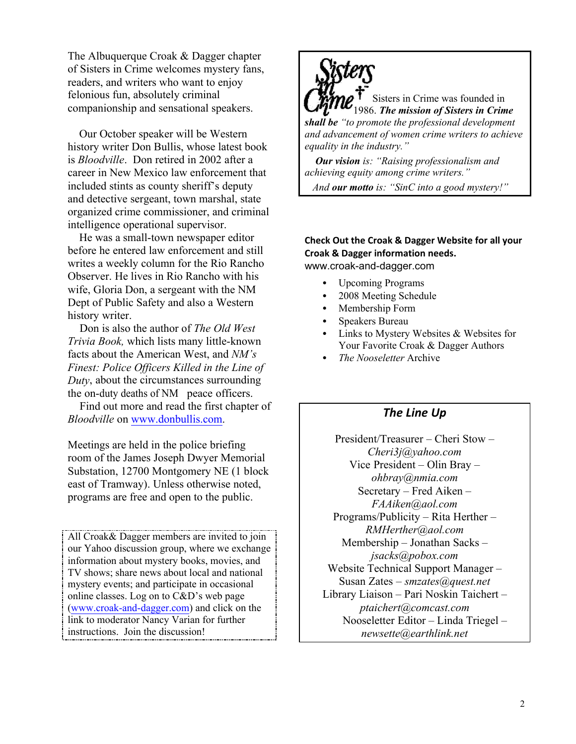The Albuquerque Croak & Dagger chapter of Sisters in Crime welcomes mystery fans, readers, and writers who want to enjoy felonious fun, absolutely criminal companionship and sensational speakers.

Our October speaker will be Western history writer Don Bullis, whose latest book is *Bloodville*. Don retired in 2002 after a career in New Mexico law enforcement that included stints as county sheriff's deputy and detective sergeant, town marshal, state organized crime commissioner, and criminal intelligence operational supervisor.

He was a small-town newspaper editor before he entered law enforcement and still writes a weekly column for the Rio Rancho Observer. He lives in Rio Rancho with his wife, Gloria Don, a sergeant with the NM Dept of Public Safety and also a Western history writer.

Don is also the author of *The Old West Trivia Book,* which lists many little-known facts about the American West, and *NM's Finest: Police Officers Killed in the Line of Duty*, about the circumstances surrounding the on-duty deaths of NM peace officers.

Find out more and read the first chapter of *Bloodville* on www.donbullis.com.

Meetings are held in the police briefing room of the James Joseph Dwyer Memorial Substation, 12700 Montgomery NE (1 block east of Tramway). Unless otherwise noted, programs are free and open to the public.

All Croak& Dagger members are invited to join our Yahoo discussion group, where we exchange information about mystery books, movies, and TV shows; share news about local and national mystery events; and participate in occasional online classes. Log on to C&D's web page (www.croak-and-dagger.com) and click on the link to moderator Nancy Varian for further instructions. Join the discussion!

**Sisters in Crime**

Sisters in Crime was founded in 1986. ***The mission of Sisters in Crime shall be*** *"to promote the professional development and advancement of women crime writers to achieve equality in the industry."*

***Our vision*** *is: "Raising professionalism and achieving equity among crime writers."*

*And* ***our motto*** *is: "SinC into a good mystery!"*

**Check Out the Croak & Dagger Website for all your Croak & Dagger information needs.**
www.croak-and-dagger.com

- Upcoming Programs
- 2008 Meeting Schedule
- Membership Form
- Speakers Bureau
- Links to Mystery Websites & Websites for Your Favorite Croak & Dagger Authors
- *The Nooseletter* Archive

## *The Line Up*

President/Treasurer – Cheri Stow – *Cheri3j@yahoo.com*
Vice President – Olin Bray – *ohbray@nmia.com*
Secretary – Fred Aiken – *FAAiken@aol.com*
Programs/Publicity – Rita Herther – *RMHerther@aol.com*
Membership – Jonathan Sacks – *jsacks@pobox.com*
Website Technical Support Manager – Susan Zates – *smzates@quest.net*
Library Liaison – Pari Noskin Taichert – *ptaichert@comcast.com*
Nooseletter Editor – Linda Triegel – *newsette@earthlink.net*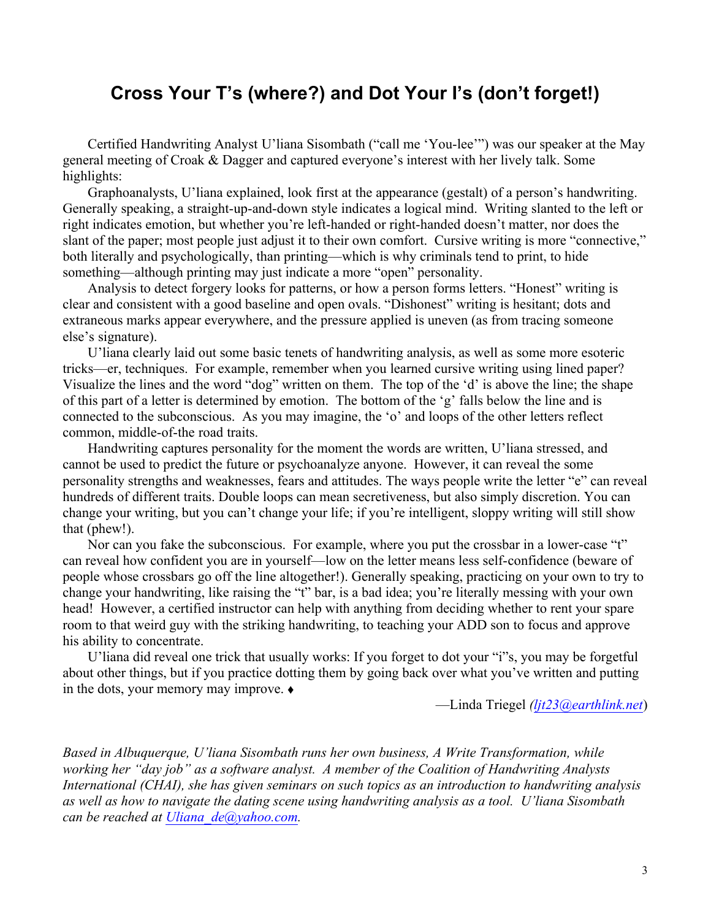## Cross Your T's (where?) and Dot Your I's (don't forget!)

Certified Handwriting Analyst U'liana Sisombath ("call me 'You-lee'") was our speaker at the May general meeting of Croak & Dagger and captured everyone's interest with her lively talk. Some highlights:

Graphoanalysts, U'liana explained, look first at the appearance (gestalt) of a person's handwriting. Generally speaking, a straight-up-and-down style indicates a logical mind. Writing slanted to the left or right indicates emotion, but whether you're left-handed or right-handed doesn't matter, nor does the slant of the paper; most people just adjust it to their own comfort. Cursive writing is more "connective," both literally and psychologically, than printing—which is why criminals tend to print, to hide something—although printing may just indicate a more "open" personality.

Analysis to detect forgery looks for patterns, or how a person forms letters. "Honest" writing is clear and consistent with a good baseline and open ovals. "Dishonest" writing is hesitant; dots and extraneous marks appear everywhere, and the pressure applied is uneven (as from tracing someone else's signature).

U'liana clearly laid out some basic tenets of handwriting analysis, as well as some more esoteric tricks—er, techniques. For example, remember when you learned cursive writing using lined paper? Visualize the lines and the word "dog" written on them. The top of the 'd' is above the line; the shape of this part of a letter is determined by emotion. The bottom of the 'g' falls below the line and is connected to the subconscious. As you may imagine, the 'o' and loops of the other letters reflect common, middle-of-the road traits.

Handwriting captures personality for the moment the words are written, U'liana stressed, and cannot be used to predict the future or psychoanalyze anyone. However, it can reveal the some personality strengths and weaknesses, fears and attitudes. The ways people write the letter "e" can reveal hundreds of different traits. Double loops can mean secretiveness, but also simply discretion. You can change your writing, but you can't change your life; if you're intelligent, sloppy writing will still show that (phew!).

Nor can you fake the subconscious. For example, where you put the crossbar in a lower-case "t" can reveal how confident you are in yourself—low on the letter means less self-confidence (beware of people whose crossbars go off the line altogether!). Generally speaking, practicing on your own to try to change your handwriting, like raising the "t" bar, is a bad idea; you're literally messing with your own head! However, a certified instructor can help with anything from deciding whether to rent your spare room to that weird guy with the striking handwriting, to teaching your ADD son to focus and approve his ability to concentrate.

U'liana did reveal one trick that usually works: If you forget to dot your "i"s, you may be forgetful about other things, but if you practice dotting them by going back over what you've written and putting in the dots, your memory may improve. ♦

—Linda Triegel *(ljt23@earthlink.net)*

*Based in Albuquerque, U'liana Sisombath runs her own business, A Write Transformation, while working her "day job" as a software analyst. A member of the Coalition of Handwriting Analysts International (CHAI), she has given seminars on such topics as an introduction to handwriting analysis as well as how to navigate the dating scene using handwriting analysis as a tool. U'liana Sisombath can be reached at Uliana_de@yahoo.com.*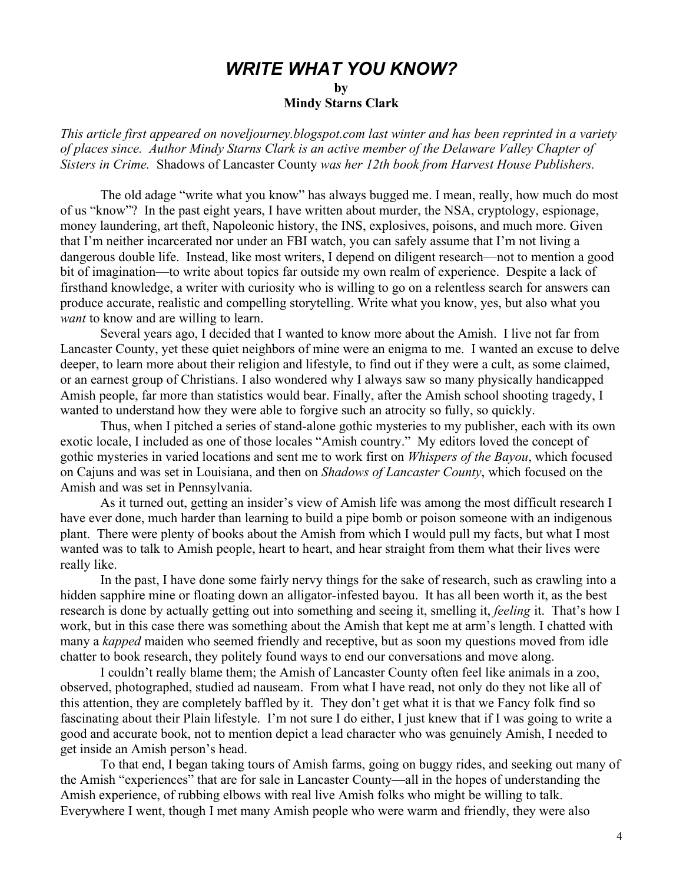# *WRITE WHAT YOU KNOW?*

**by**
**Mindy Starns Clark**

*This article first appeared on noveljourney.blogspot.com last winter and has been reprinted in a variety of places since. Author Mindy Starns Clark is an active member of the Delaware Valley Chapter of Sisters in Crime.* Shadows of Lancaster County *was her 12th book from Harvest House Publishers.*

The old adage "write what you know" has always bugged me. I mean, really, how much do most of us "know"? In the past eight years, I have written about murder, the NSA, cryptology, espionage, money laundering, art theft, Napoleonic history, the INS, explosives, poisons, and much more. Given that I'm neither incarcerated nor under an FBI watch, you can safely assume that I'm not living a dangerous double life. Instead, like most writers, I depend on diligent research—not to mention a good bit of imagination—to write about topics far outside my own realm of experience. Despite a lack of firsthand knowledge, a writer with curiosity who is willing to go on a relentless search for answers can produce accurate, realistic and compelling storytelling. Write what you know, yes, but also what you *want* to know and are willing to learn.

Several years ago, I decided that I wanted to know more about the Amish. I live not far from Lancaster County, yet these quiet neighbors of mine were an enigma to me. I wanted an excuse to delve deeper, to learn more about their religion and lifestyle, to find out if they were a cult, as some claimed, or an earnest group of Christians. I also wondered why I always saw so many physically handicapped Amish people, far more than statistics would bear. Finally, after the Amish school shooting tragedy, I wanted to understand how they were able to forgive such an atrocity so fully, so quickly.

Thus, when I pitched a series of stand-alone gothic mysteries to my publisher, each with its own exotic locale, I included as one of those locales "Amish country." My editors loved the concept of gothic mysteries in varied locations and sent me to work first on *Whispers of the Bayou*, which focused on Cajuns and was set in Louisiana, and then on *Shadows of Lancaster County*, which focused on the Amish and was set in Pennsylvania.

As it turned out, getting an insider's view of Amish life was among the most difficult research I have ever done, much harder than learning to build a pipe bomb or poison someone with an indigenous plant. There were plenty of books about the Amish from which I would pull my facts, but what I most wanted was to talk to Amish people, heart to heart, and hear straight from them what their lives were really like.

In the past, I have done some fairly nervy things for the sake of research, such as crawling into a hidden sapphire mine or floating down an alligator-infested bayou. It has all been worth it, as the best research is done by actually getting out into something and seeing it, smelling it, *feeling* it. That's how I work, but in this case there was something about the Amish that kept me at arm's length. I chatted with many a *kapped* maiden who seemed friendly and receptive, but as soon my questions moved from idle chatter to book research, they politely found ways to end our conversations and move along.

I couldn't really blame them; the Amish of Lancaster County often feel like animals in a zoo, observed, photographed, studied ad nauseam. From what I have read, not only do they not like all of this attention, they are completely baffled by it. They don't get what it is that we Fancy folk find so fascinating about their Plain lifestyle. I'm not sure I do either, I just knew that if I was going to write a good and accurate book, not to mention depict a lead character who was genuinely Amish, I needed to get inside an Amish person's head.

To that end, I began taking tours of Amish farms, going on buggy rides, and seeking out many of the Amish "experiences" that are for sale in Lancaster County—all in the hopes of understanding the Amish experience, of rubbing elbows with real live Amish folks who might be willing to talk. Everywhere I went, though I met many Amish people who were warm and friendly, they were also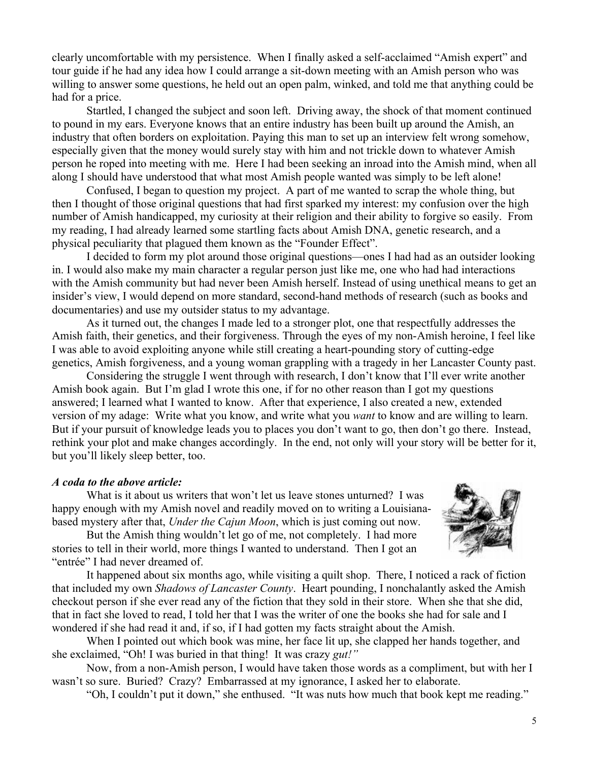clearly uncomfortable with my persistence. When I finally asked a self-acclaimed "Amish expert" and tour guide if he had any idea how I could arrange a sit-down meeting with an Amish person who was willing to answer some questions, he held out an open palm, winked, and told me that anything could be had for a price.

Startled, I changed the subject and soon left. Driving away, the shock of that moment continued to pound in my ears. Everyone knows that an entire industry has been built up around the Amish, an industry that often borders on exploitation. Paying this man to set up an interview felt wrong somehow, especially given that the money would surely stay with him and not trickle down to whatever Amish person he roped into meeting with me. Here I had been seeking an inroad into the Amish mind, when all along I should have understood that what most Amish people wanted was simply to be left alone!

Confused, I began to question my project. A part of me wanted to scrap the whole thing, but then I thought of those original questions that had first sparked my interest: my confusion over the high number of Amish handicapped, my curiosity at their religion and their ability to forgive so easily. From my reading, I had already learned some startling facts about Amish DNA, genetic research, and a physical peculiarity that plagued them known as the "Founder Effect".

I decided to form my plot around those original questions—ones I had had as an outsider looking in. I would also make my main character a regular person just like me, one who had had interactions with the Amish community but had never been Amish herself. Instead of using unethical means to get an insider's view, I would depend on more standard, second-hand methods of research (such as books and documentaries) and use my outsider status to my advantage.

As it turned out, the changes I made led to a stronger plot, one that respectfully addresses the Amish faith, their genetics, and their forgiveness. Through the eyes of my non-Amish heroine, I feel like I was able to avoid exploiting anyone while still creating a heart-pounding story of cutting-edge genetics, Amish forgiveness, and a young woman grappling with a tragedy in her Lancaster County past.

Considering the struggle I went through with research, I don't know that I'll ever write another Amish book again. But I'm glad I wrote this one, if for no other reason than I got my questions answered; I learned what I wanted to know. After that experience, I also created a new, extended version of my adage: Write what you know, and write what you *want* to know and are willing to learn. But if your pursuit of knowledge leads you to places you don't want to go, then don't go there. Instead, rethink your plot and make changes accordingly. In the end, not only will your story will be better for it, but you'll likely sleep better, too.

***A coda to the above article:***

What is it about us writers that won't let us leave stones unturned? I was happy enough with my Amish novel and readily moved on to writing a Louisiana-based mystery after that, *Under the Cajun Moon*, which is just coming out now.

But the Amish thing wouldn't let go of me, not completely. I had more stories to tell in their world, more things I wanted to understand. Then I got an "entrée" I had never dreamed of.

It happened about six months ago, while visiting a quilt shop. There, I noticed a rack of fiction that included my own *Shadows of Lancaster County*. Heart pounding, I nonchalantly asked the Amish checkout person if she ever read any of the fiction that they sold in their store. When she that she did, that in fact she loved to read, I told her that I was the writer of one the books she had for sale and I wondered if she had read it and, if so, if I had gotten my facts straight about the Amish.

When I pointed out which book was mine, her face lit up, she clapped her hands together, and she exclaimed, "Oh! I was buried in that thing! It was crazy *gut!"*

Now, from a non-Amish person, I would have taken those words as a compliment, but with her I wasn't so sure. Buried? Crazy? Embarrassed at my ignorance, I asked her to elaborate.

"Oh, I couldn't put it down," she enthused. "It was nuts how much that book kept me reading."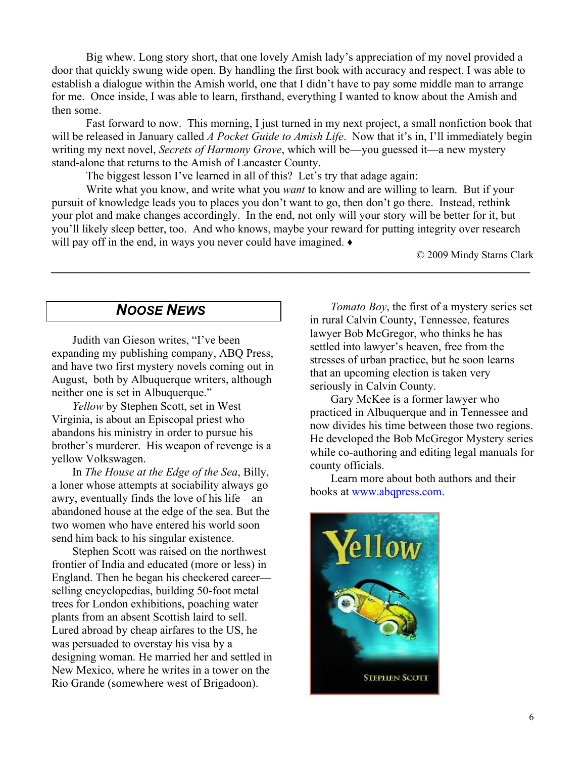Big whew. Long story short, that one lovely Amish lady's appreciation of my novel provided a door that quickly swung wide open. By handling the first book with accuracy and respect, I was able to establish a dialogue within the Amish world, one that I didn't have to pay some middle man to arrange for me. Once inside, I was able to learn, firsthand, everything I wanted to know about the Amish and then some.

Fast forward to now. This morning, I just turned in my next project, a small nonfiction book that will be released in January called *A Pocket Guide to Amish Life*. Now that it's in, I'll immediately begin writing my next novel, *Secrets of Harmony Grove*, which will be—you guessed it—a new mystery stand-alone that returns to the Amish of Lancaster County.

The biggest lesson I've learned in all of this? Let's try that adage again:

Write what you know, and write what you *want* to know and are willing to learn. But if your pursuit of knowledge leads you to places you don't want to go, then don't go there. Instead, rethink your plot and make changes accordingly. In the end, not only will your story will be better for it, but you'll likely sleep better, too. And who knows, maybe your reward for putting integrity over research will pay off in the end, in ways you never could have imagined. ♦

© 2009 Mindy Starns Clark

---

## *NOOSE NEWS*

Judith van Gieson writes, "I've been expanding my publishing company, ABQ Press, and have two first mystery novels coming out in August, both by Albuquerque writers, although neither one is set in Albuquerque."

*Yellow* by Stephen Scott, set in West Virginia, is about an Episcopal priest who abandons his ministry in order to pursue his brother's murderer. His weapon of revenge is a yellow Volkswagen.

In *The House at the Edge of the Sea*, Billy, a loner whose attempts at sociability always go awry, eventually finds the love of his life—an abandoned house at the edge of the sea. But the two women who have entered his world soon send him back to his singular existence.

Stephen Scott was raised on the northwest frontier of India and educated (more or less) in England. Then he began his checkered career—selling encyclopedias, building 50-foot metal trees for London exhibitions, poaching water plants from an absent Scottish laird to sell. Lured abroad by cheap airfares to the US, he was persuaded to overstay his visa by a designing woman. He married her and settled in New Mexico, where he writes in a tower on the Rio Grande (somewhere west of Brigadoon).

*Tomato Boy*, the first of a mystery series set in rural Calvin County, Tennessee, features lawyer Bob McGregor, who thinks he has settled into lawyer's heaven, free from the stresses of urban practice, but he soon learns that an upcoming election is taken very seriously in Calvin County.

Gary McKee is a former lawyer who practiced in Albuquerque and in Tennessee and now divides his time between those two regions. He developed the Bob McGregor Mystery series while co-authoring and editing legal manuals for county officials.

Learn more about both authors and their books at www.abqpress.com.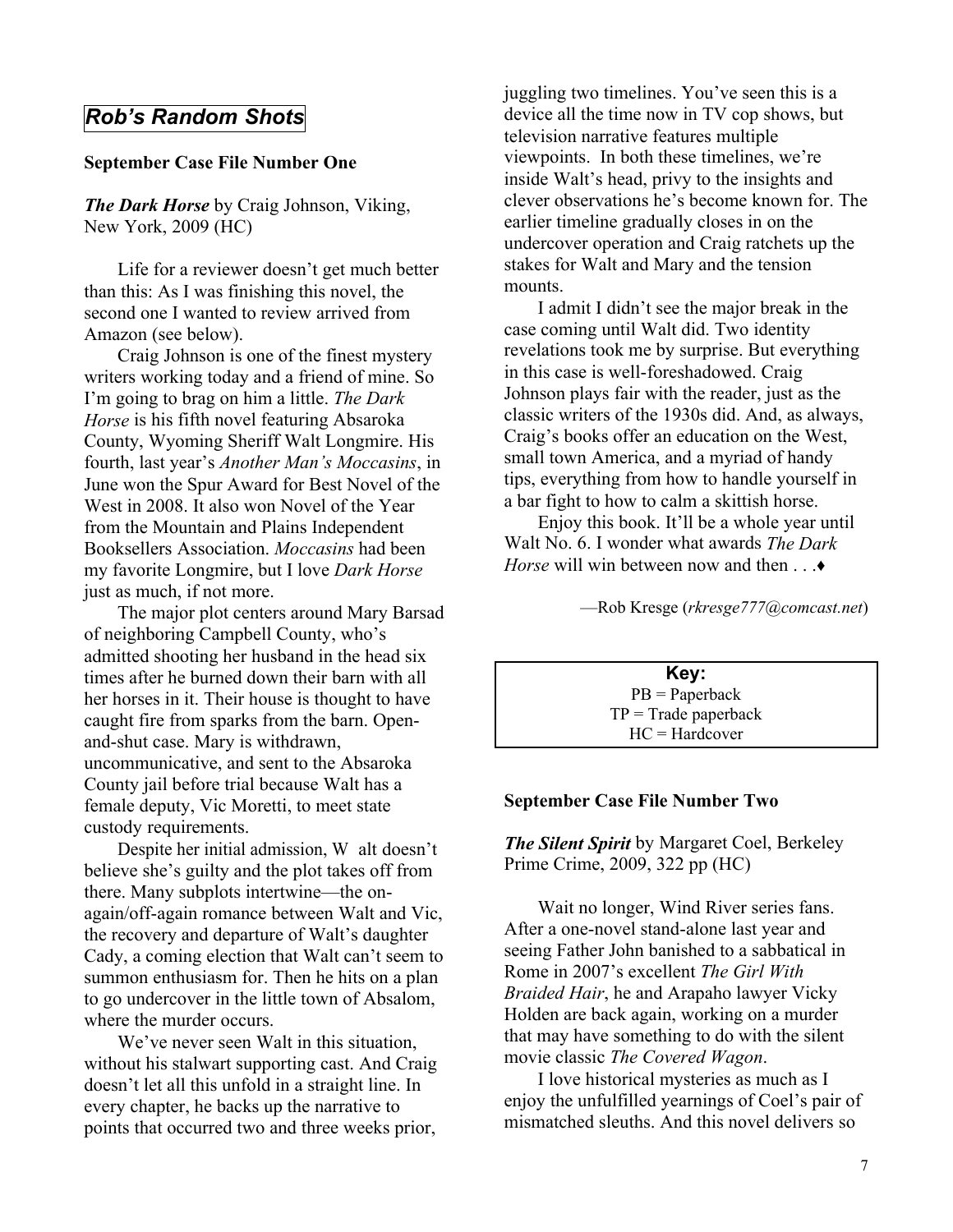## *Rob's Random Shots*

**September Case File Number One**

***The Dark Horse*** by Craig Johnson, Viking, New York, 2009 (HC)

Life for a reviewer doesn't get much better than this: As I was finishing this novel, the second one I wanted to review arrived from Amazon (see below).

Craig Johnson is one of the finest mystery writers working today and a friend of mine. So I'm going to brag on him a little. *The Dark Horse* is his fifth novel featuring Absaroka County, Wyoming Sheriff Walt Longmire. His fourth, last year's *Another Man's Moccasins*, in June won the Spur Award for Best Novel of the West in 2008. It also won Novel of the Year from the Mountain and Plains Independent Booksellers Association. *Moccasins* had been my favorite Longmire, but I love *Dark Horse* just as much, if not more.

The major plot centers around Mary Barsad of neighboring Campbell County, who's admitted shooting her husband in the head six times after he burned down their barn with all her horses in it. Their house is thought to have caught fire from sparks from the barn. Open-and-shut case. Mary is withdrawn, uncommunicative, and sent to the Absaroka County jail before trial because Walt has a female deputy, Vic Moretti, to meet state custody requirements.

Despite her initial admission, W alt doesn't believe she's guilty and the plot takes off from there. Many subplots intertwine—the on-again/off-again romance between Walt and Vic, the recovery and departure of Walt's daughter Cady, a coming election that Walt can't seem to summon enthusiasm for. Then he hits on a plan to go undercover in the little town of Absalom, where the murder occurs.

We've never seen Walt in this situation, without his stalwart supporting cast. And Craig doesn't let all this unfold in a straight line. In every chapter, he backs up the narrative to points that occurred two and three weeks prior, juggling two timelines. You've seen this is a device all the time now in TV cop shows, but television narrative features multiple viewpoints. In both these timelines, we're inside Walt's head, privy to the insights and clever observations he's become known for. The earlier timeline gradually closes in on the undercover operation and Craig ratchets up the stakes for Walt and Mary and the tension mounts.

I admit I didn't see the major break in the case coming until Walt did. Two identity revelations took me by surprise. But everything in this case is well-foreshadowed. Craig Johnson plays fair with the reader, just as the classic writers of the 1930s did. And, as always, Craig's books offer an education on the West, small town America, and a myriad of handy tips, everything from how to handle yourself in a bar fight to how to calm a skittish horse.

Enjoy this book. It'll be a whole year until Walt No. 6. I wonder what awards *The Dark Horse* will win between now and then . . .♦

—Rob Kresge (*rkresge777@comcast.net*)

**Key:**
PB = Paperback
TP = Trade paperback
HC = Hardcover

**September Case File Number Two**

***The Silent Spirit*** by Margaret Coel, Berkeley Prime Crime, 2009, 322 pp (HC)

Wait no longer, Wind River series fans. After a one-novel stand-alone last year and seeing Father John banished to a sabbatical in Rome in 2007's excellent *The Girl With Braided Hair*, he and Arapaho lawyer Vicky Holden are back again, working on a murder that may have something to do with the silent movie classic *The Covered Wagon*.

I love historical mysteries as much as I enjoy the unfulfilled yearnings of Coel's pair of mismatched sleuths. And this novel delivers so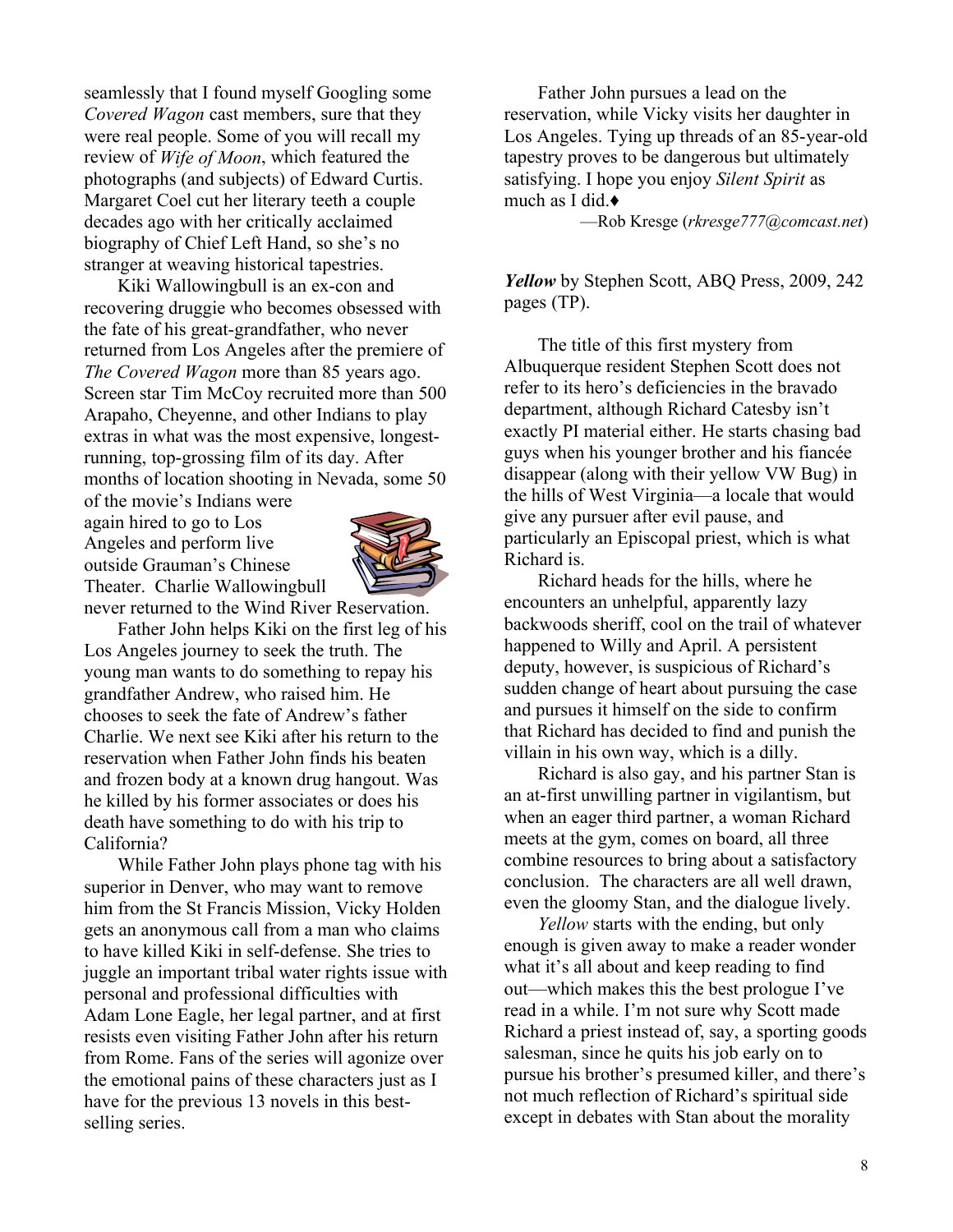seamlessly that I found myself Googling some *Covered Wagon* cast members, sure that they were real people. Some of you will recall my review of *Wife of Moon*, which featured the photographs (and subjects) of Edward Curtis. Margaret Coel cut her literary teeth a couple decades ago with her critically acclaimed biography of Chief Left Hand, so she's no stranger at weaving historical tapestries.

Kiki Wallowingbull is an ex-con and recovering druggie who becomes obsessed with the fate of his great-grandfather, who never returned from Los Angeles after the premiere of *The Covered Wagon* more than 85 years ago. Screen star Tim McCoy recruited more than 500 Arapaho, Cheyenne, and other Indians to play extras in what was the most expensive, longest-running, top-grossing film of its day. After months of location shooting in Nevada, some 50 of the movie's Indians were again hired to go to Los Angeles and perform live outside Grauman's Chinese Theater. Charlie Wallowingbull never returned to the Wind River Reservation.

Father John helps Kiki on the first leg of his Los Angeles journey to seek the truth. The young man wants to do something to repay his grandfather Andrew, who raised him. He chooses to seek the fate of Andrew's father Charlie. We next see Kiki after his return to the reservation when Father John finds his beaten and frozen body at a known drug hangout. Was he killed by his former associates or does his death have something to do with his trip to California?

While Father John plays phone tag with his superior in Denver, who may want to remove him from the St Francis Mission, Vicky Holden gets an anonymous call from a man who claims to have killed Kiki in self-defense. She tries to juggle an important tribal water rights issue with personal and professional difficulties with Adam Lone Eagle, her legal partner, and at first resists even visiting Father John after his return from Rome. Fans of the series will agonize over the emotional pains of these characters just as I have for the previous 13 novels in this best-selling series.

Father John pursues a lead on the reservation, while Vicky visits her daughter in Los Angeles. Tying up threads of an 85-year-old tapestry proves to be dangerous but ultimately satisfying. I hope you enjoy *Silent Spirit* as much as I did.♦

—Rob Kresge (*rkresge777@comcast.net*)

***Yellow*** by Stephen Scott, ABQ Press, 2009, 242 pages (TP).

The title of this first mystery from Albuquerque resident Stephen Scott does not refer to its hero's deficiencies in the bravado department, although Richard Catesby isn't exactly PI material either. He starts chasing bad guys when his younger brother and his fiancée disappear (along with their yellow VW Bug) in the hills of West Virginia—a locale that would give any pursuer after evil pause, and particularly an Episcopal priest, which is what Richard is.

Richard heads for the hills, where he encounters an unhelpful, apparently lazy backwoods sheriff, cool on the trail of whatever happened to Willy and April. A persistent deputy, however, is suspicious of Richard's sudden change of heart about pursuing the case and pursues it himself on the side to confirm that Richard has decided to find and punish the villain in his own way, which is a dilly.

Richard is also gay, and his partner Stan is an at-first unwilling partner in vigilantism, but when an eager third partner, a woman Richard meets at the gym, comes on board, all three combine resources to bring about a satisfactory conclusion. The characters are all well drawn, even the gloomy Stan, and the dialogue lively.

*Yellow* starts with the ending, but only enough is given away to make a reader wonder what it's all about and keep reading to find out—which makes this the best prologue I've read in a while. I'm not sure why Scott made Richard a priest instead of, say, a sporting goods salesman, since he quits his job early on to pursue his brother's presumed killer, and there's not much reflection of Richard's spiritual side except in debates with Stan about the morality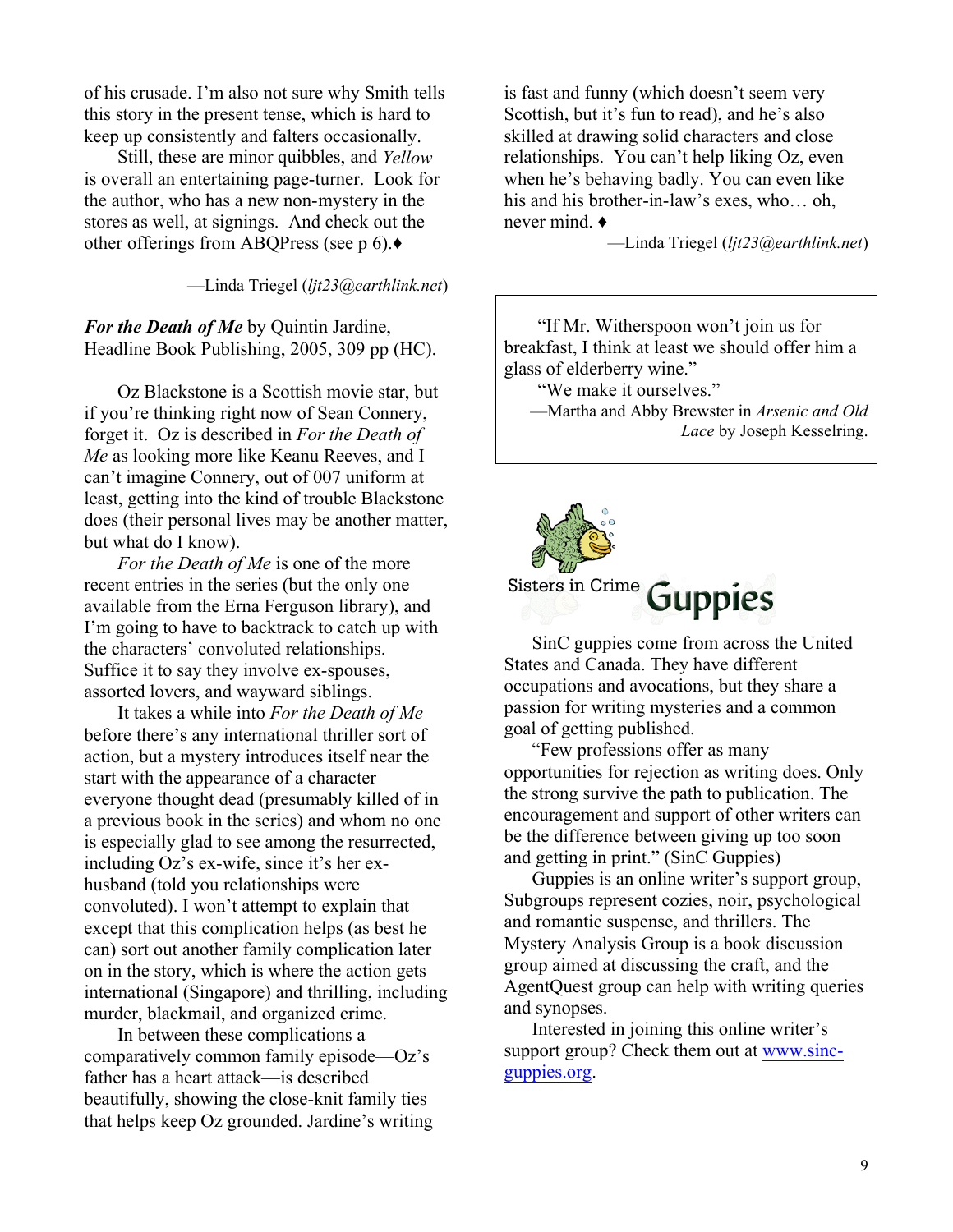of his crusade. I'm also not sure why Smith tells this story in the present tense, which is hard to keep up consistently and falters occasionally.

Still, these are minor quibbles, and *Yellow* is overall an entertaining page-turner. Look for the author, who has a new non-mystery in the stores as well, at signings. And check out the other offerings from ABQPress (see p 6).♦

—Linda Triegel (*ljt23@earthlink.net*)

***For the Death of Me*** by Quintin Jardine, Headline Book Publishing, 2005, 309 pp (HC).

Oz Blackstone is a Scottish movie star, but if you're thinking right now of Sean Connery, forget it. Oz is described in *For the Death of Me* as looking more like Keanu Reeves, and I can't imagine Connery, out of 007 uniform at least, getting into the kind of trouble Blackstone does (their personal lives may be another matter, but what do I know).

*For the Death of Me* is one of the more recent entries in the series (but the only one available from the Erna Ferguson library), and I'm going to have to backtrack to catch up with the characters' convoluted relationships. Suffice it to say they involve ex-spouses, assorted lovers, and wayward siblings.

It takes a while into *For the Death of Me* before there's any international thriller sort of action, but a mystery introduces itself near the start with the appearance of a character everyone thought dead (presumably killed of in a previous book in the series) and whom no one is especially glad to see among the resurrected, including Oz's ex-wife, since it's her ex-husband (told you relationships were convoluted). I won't attempt to explain that except that this complication helps (as best he can) sort out another family complication later on in the story, which is where the action gets international (Singapore) and thrilling, including murder, blackmail, and organized crime.

In between these complications a comparatively common family episode—Oz's father has a heart attack—is described beautifully, showing the close-knit family ties that helps keep Oz grounded. Jardine's writing is fast and funny (which doesn't seem very Scottish, but it's fun to read), and he's also skilled at drawing solid characters and close relationships. You can't help liking Oz, even when he's behaving badly. You can even like his and his brother-in-law's exes, who… oh, never mind. ♦

—Linda Triegel (*ljt23@earthlink.net*)

> "If Mr. Witherspoon won't join us for breakfast, I think at least we should offer him a glass of elderberry wine."
>
> "We make it ourselves."
>
> —Martha and Abby Brewster in *Arsenic and Old Lace* by Joseph Kesselring.

## Sisters in Crime Guppies

SinC guppies come from across the United States and Canada. They have different occupations and avocations, but they share a passion for writing mysteries and a common goal of getting published.

"Few professions offer as many opportunities for rejection as writing does. Only the strong survive the path to publication. The encouragement and support of other writers can be the difference between giving up too soon and getting in print." (SinC Guppies)

Guppies is an online writer's support group, Subgroups represent cozies, noir, psychological and romantic suspense, and thrillers. The Mystery Analysis Group is a book discussion group aimed at discussing the craft, and the AgentQuest group can help with writing queries and synopses.

Interested in joining this online writer's support group? Check them out at [www.sinc-guppies.org](http://www.sinc-guppies.org).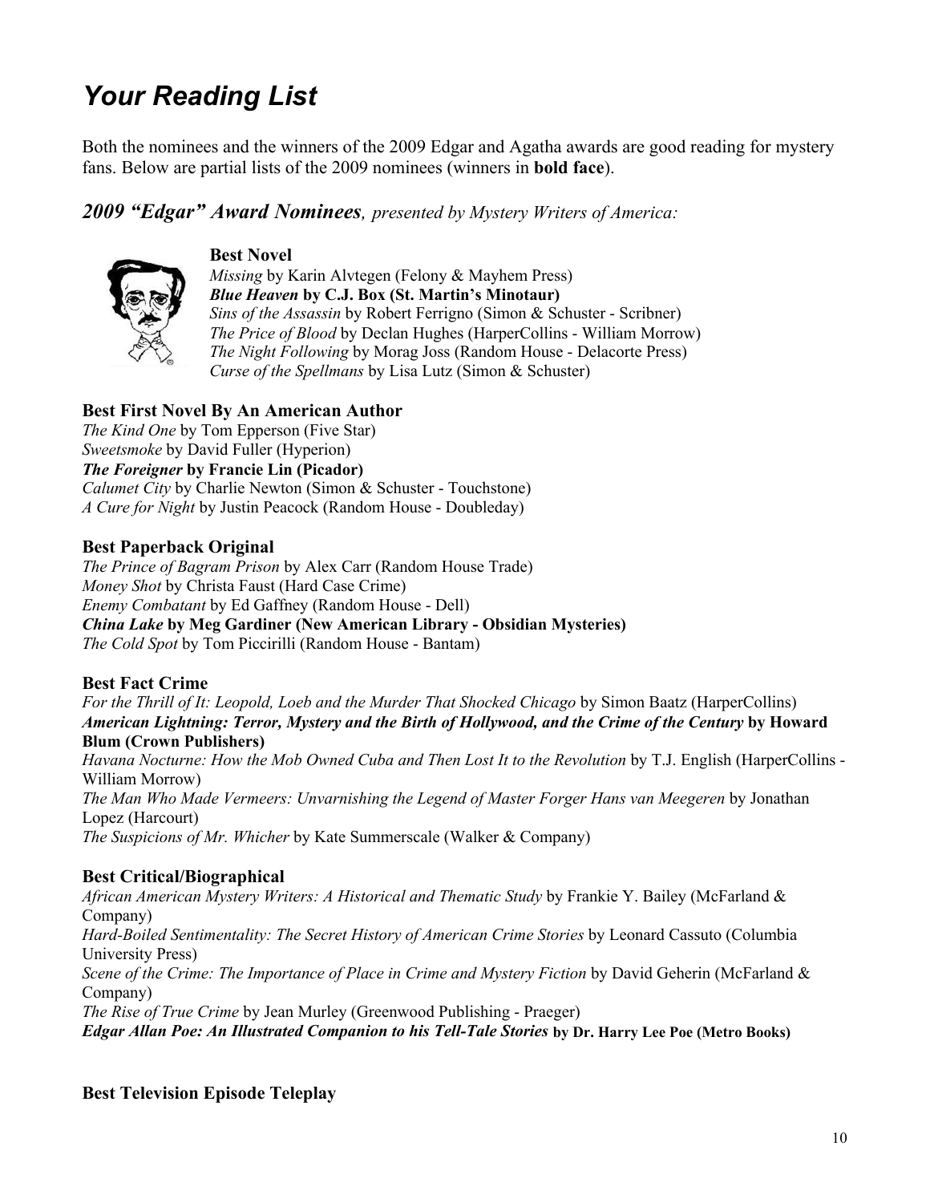# *Your Reading List*

Both the nominees and the winners of the 2009 Edgar and Agatha awards are good reading for mystery fans. Below are partial lists of the 2009 nominees (winners in **bold face**).

## *2009 "Edgar" Award Nominees*, *presented by Mystery Writers of America:*

### Best Novel

*Missing* by Karin Alvtegen (Felony & Mayhem Press)
***Blue Heaven* by C.J. Box (St. Martin's Minotaur)**
*Sins of the Assassin* by Robert Ferrigno (Simon & Schuster - Scribner)
*The Price of Blood* by Declan Hughes (HarperCollins - William Morrow)
*The Night Following* by Morag Joss (Random House - Delacorte Press)
*Curse of the Spellmans* by Lisa Lutz (Simon & Schuster)

### Best First Novel By An American Author

*The Kind One* by Tom Epperson (Five Star)
*Sweetsmoke* by David Fuller (Hyperion)
***The Foreigner* by Francie Lin (Picador)**
*Calumet City* by Charlie Newton (Simon & Schuster - Touchstone)
*A Cure for Night* by Justin Peacock (Random House - Doubleday)

### Best Paperback Original

*The Prince of Bagram Prison* by Alex Carr (Random House Trade)
*Money Shot* by Christa Faust (Hard Case Crime)
*Enemy Combatant* by Ed Gaffney (Random House - Dell)
***China Lake* by Meg Gardiner (New American Library - Obsidian Mysteries)**
*The Cold Spot* by Tom Piccirilli (Random House - Bantam)

### Best Fact Crime

*For the Thrill of It: Leopold, Loeb and the Murder That Shocked Chicago* by Simon Baatz (HarperCollins)
***American Lightning: Terror, Mystery and the Birth of Hollywood, and the Crime of the Century* by Howard Blum (Crown Publishers)**
*Havana Nocturne: How the Mob Owned Cuba and Then Lost It to the Revolution* by T.J. English (HarperCollins - William Morrow)
*The Man Who Made Vermeers: Unvarnishing the Legend of Master Forger Hans van Meegeren* by Jonathan Lopez (Harcourt)
*The Suspicions of Mr. Whicher* by Kate Summerscale (Walker & Company)

### Best Critical/Biographical

*African American Mystery Writers: A Historical and Thematic Study* by Frankie Y. Bailey (McFarland & Company)
*Hard-Boiled Sentimentality: The Secret History of American Crime Stories* by Leonard Cassuto (Columbia University Press)
*Scene of the Crime: The Importance of Place in Crime and Mystery Fiction* by David Geherin (McFarland & Company)
*The Rise of True Crime* by Jean Murley (Greenwood Publishing - Praeger)
***Edgar Allan Poe: An Illustrated Companion to his Tell-Tale Stories* by Dr. Harry Lee Poe (Metro Books)**

### Best Television Episode Teleplay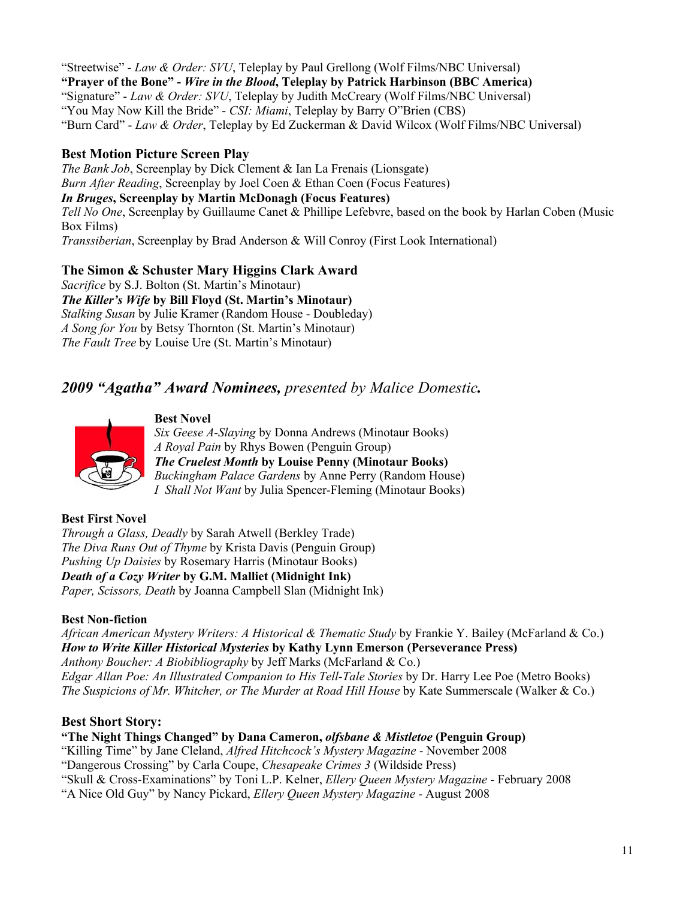"Streetwise" - *Law & Order: SVU*, Teleplay by Paul Grellong (Wolf Films/NBC Universal)
**"Prayer of the Bone" - *Wire in the Blood*, Teleplay by Patrick Harbinson (BBC America)**
"Signature" - *Law & Order: SVU*, Teleplay by Judith McCreary (Wolf Films/NBC Universal)
"You May Now Kill the Bride" - *CSI: Miami*, Teleplay by Barry O"Brien (CBS)
"Burn Card" - *Law & Order*, Teleplay by Ed Zuckerman & David Wilcox (Wolf Films/NBC Universal)

### Best Motion Picture Screen Play

*The Bank Job*, Screenplay by Dick Clement & Ian La Frenais (Lionsgate)
*Burn After Reading*, Screenplay by Joel Coen & Ethan Coen (Focus Features)
***In Bruges*, Screenplay by Martin McDonagh (Focus Features)**
*Tell No One*, Screenplay by Guillaume Canet & Phillipe Lefebvre, based on the book by Harlan Coben (Music Box Films)
*Transsiberian*, Screenplay by Brad Anderson & Will Conroy (First Look International)

### The Simon & Schuster Mary Higgins Clark Award

*Sacrifice* by S.J. Bolton (St. Martin's Minotaur)
***The Killer's Wife* by Bill Floyd (St. Martin's Minotaur)**
*Stalking Susan* by Julie Kramer (Random House - Doubleday)
*A Song for You* by Betsy Thornton (St. Martin's Minotaur)
*The Fault Tree* by Louise Ure (St. Martin's Minotaur)

## *2009 "Agatha" Award Nominees, presented by Malice Domestic.*

#### Best Novel

*Six Geese A-Slaying* by Donna Andrews (Minotaur Books)
*A Royal Pain* by Rhys Bowen (Penguin Group)
***The Cruelest Month* by Louise Penny (Minotaur Books)**
*Buckingham Palace Gardens* by Anne Perry (Random House)
*I Shall Not Want* by Julia Spencer-Fleming (Minotaur Books)

#### Best First Novel

*Through a Glass, Deadly* by Sarah Atwell (Berkley Trade)
*The Diva Runs Out of Thyme* by Krista Davis (Penguin Group)
*Pushing Up Daisies* by Rosemary Harris (Minotaur Books)
***Death of a Cozy Writer* by G.M. Malliet (Midnight Ink)**
*Paper, Scissors, Death* by Joanna Campbell Slan (Midnight Ink)

#### Best Non-fiction

*African American Mystery Writers: A Historical & Thematic Study* by Frankie Y. Bailey (McFarland & Co.)
***How to Write Killer Historical Mysteries* by Kathy Lynn Emerson (Perseverance Press)**
*Anthony Boucher: A Biobibliography* by Jeff Marks (McFarland & Co.)
*Edgar Allan Poe: An Illustrated Companion to His Tell-Tale Stories* by Dr. Harry Lee Poe (Metro Books)
*The Suspicions of Mr. Whitcher, or The Murder at Road Hill House* by Kate Summerscale (Walker & Co.)

### Best Short Story:

**"The Night Things Changed" by Dana Cameron, *olfsbane & Mistletoe* (Penguin Group)**
"Killing Time" by Jane Cleland, *Alfred Hitchcock's Mystery Magazine* - November 2008
"Dangerous Crossing" by Carla Coupe, *Chesapeake Crimes 3* (Wildside Press)
"Skull & Cross-Examinations" by Toni L.P. Kelner, *Ellery Queen Mystery Magazine* - February 2008
"A Nice Old Guy" by Nancy Pickard, *Ellery Queen Mystery Magazine* - August 2008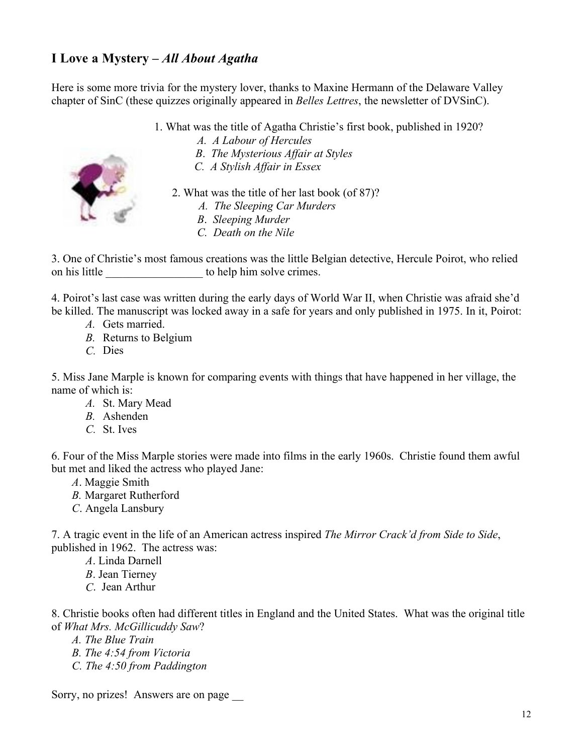## I Love a Mystery – *All About Agatha*

Here is some more trivia for the mystery lover, thanks to Maxine Hermann of the Delaware Valley chapter of SinC (these quizzes originally appeared in *Belles Lettres*, the newsletter of DVSinC).

1. What was the title of Agatha Christie's first book, published in 1920?
   - *A. A Labour of Hercules*
   - *B. The Mysterious Affair at Styles*
   - *C. A Stylish Affair in Essex*

2. What was the title of her last book (of 87)?
   - *A. The Sleeping Car Murders*
   - *B. Sleeping Murder*
   - *C. Death on the Nile*

3. One of Christie's most famous creations was the little Belgian detective, Hercule Poirot, who relied on his little _________________ to help him solve crimes.

4. Poirot's last case was written during the early days of World War II, when Christie was afraid she'd be killed. The manuscript was locked away in a safe for years and only published in 1975. In it, Poirot:
   - *A.* Gets married.
   - *B.* Returns to Belgium
   - *C.* Dies

5. Miss Jane Marple is known for comparing events with things that have happened in her village, the name of which is:
   - *A.* St. Mary Mead
   - *B.* Ashenden
   - *C.* St. Ives

6. Four of the Miss Marple stories were made into films in the early 1960s. Christie found them awful but met and liked the actress who played Jane:
   - *A*. Maggie Smith
   - *B.* Margaret Rutherford
   - *C*. Angela Lansbury

7. A tragic event in the life of an American actress inspired *The Mirror Crack'd from Side to Side*, published in 1962. The actress was:
   - *A*. Linda Darnell
   - *B*. Jean Tierney
   - *C.* Jean Arthur

8. Christie books often had different titles in England and the United States. What was the original title of *What Mrs. McGillicuddy Saw*?
   - *A. The Blue Train*
   - *B. The 4:54 from Victoria*
   - *C. The 4:50 from Paddington*

Sorry, no prizes! Answers are on page __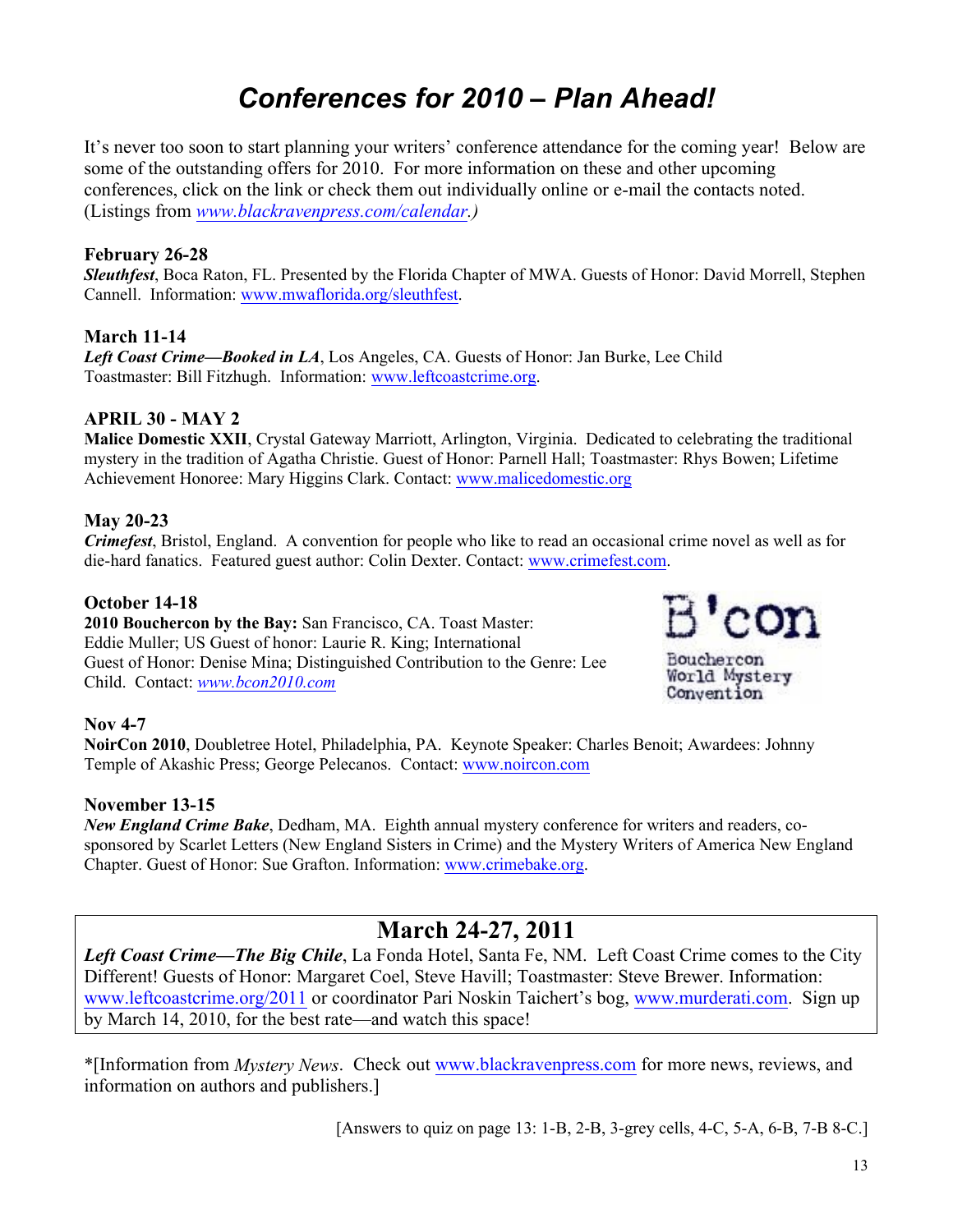# *Conferences for 2010 – Plan Ahead!*

It's never too soon to start planning your writers' conference attendance for the coming year! Below are some of the outstanding offers for 2010. For more information on these and other upcoming conferences, click on the link or check them out individually online or e-mail the contacts noted. (Listings from *www.blackravenpress.com/calendar.)*

**February 26-28**
***Sleuthfest***, Boca Raton, FL. Presented by the Florida Chapter of MWA. Guests of Honor: David Morrell, Stephen Cannell. Information: www.mwaflorida.org/sleuthfest.

**March 11-14**
***Left Coast Crime—Booked in LA***, Los Angeles, CA. Guests of Honor: Jan Burke, Lee Child
Toastmaster: Bill Fitzhugh. Information: www.leftcoastcrime.org.

**APRIL 30 - MAY 2**
**Malice Domestic XXII**, Crystal Gateway Marriott, Arlington, Virginia. Dedicated to celebrating the traditional mystery in the tradition of Agatha Christie. Guest of Honor: Parnell Hall; Toastmaster: Rhys Bowen; Lifetime Achievement Honoree: Mary Higgins Clark. Contact: www.malicedomestic.org

**May 20-23**
***Crimefest***, Bristol, England. A convention for people who like to read an occasional crime novel as well as for die-hard fanatics. Featured guest author: Colin Dexter. Contact: www.crimefest.com.

**October 14-18**
**2010 Bouchercon by the Bay:** San Francisco, CA. Toast Master: Eddie Muller; US Guest of honor: Laurie R. King; International Guest of Honor: Denise Mina; Distinguished Contribution to the Genre: Lee Child. Contact: *www.bcon2010.com*

B'con
Bouchercon World Mystery Convention

**Nov 4-7**
**NoirCon 2010**, Doubletree Hotel, Philadelphia, PA. Keynote Speaker: Charles Benoit; Awardees: Johnny Temple of Akashic Press; George Pelecanos. Contact: www.noircon.com

**November 13-15**
***New England Crime Bake***, Dedham, MA. Eighth annual mystery conference for writers and readers, co-sponsored by Scarlet Letters (New England Sisters in Crime) and the Mystery Writers of America New England Chapter. Guest of Honor: Sue Grafton. Information: www.crimebake.org.

## March 24-27, 2011

***Left Coast Crime—The Big Chile***, La Fonda Hotel, Santa Fe, NM. Left Coast Crime comes to the City Different! Guests of Honor: Margaret Coel, Steve Havill; Toastmaster: Steve Brewer. Information: www.leftcoastcrime.org/2011 or coordinator Pari Noskin Taichert's bog, www.murderati.com. Sign up by March 14, 2010, for the best rate—and watch this space!

*[Information from *Mystery News*. Check out www.blackravenpress.com for more news, reviews, and information on authors and publishers.]

[Answers to quiz on page 13: 1-B, 2-B, 3-grey cells, 4-C, 5-A, 6-B, 7-B 8-C.]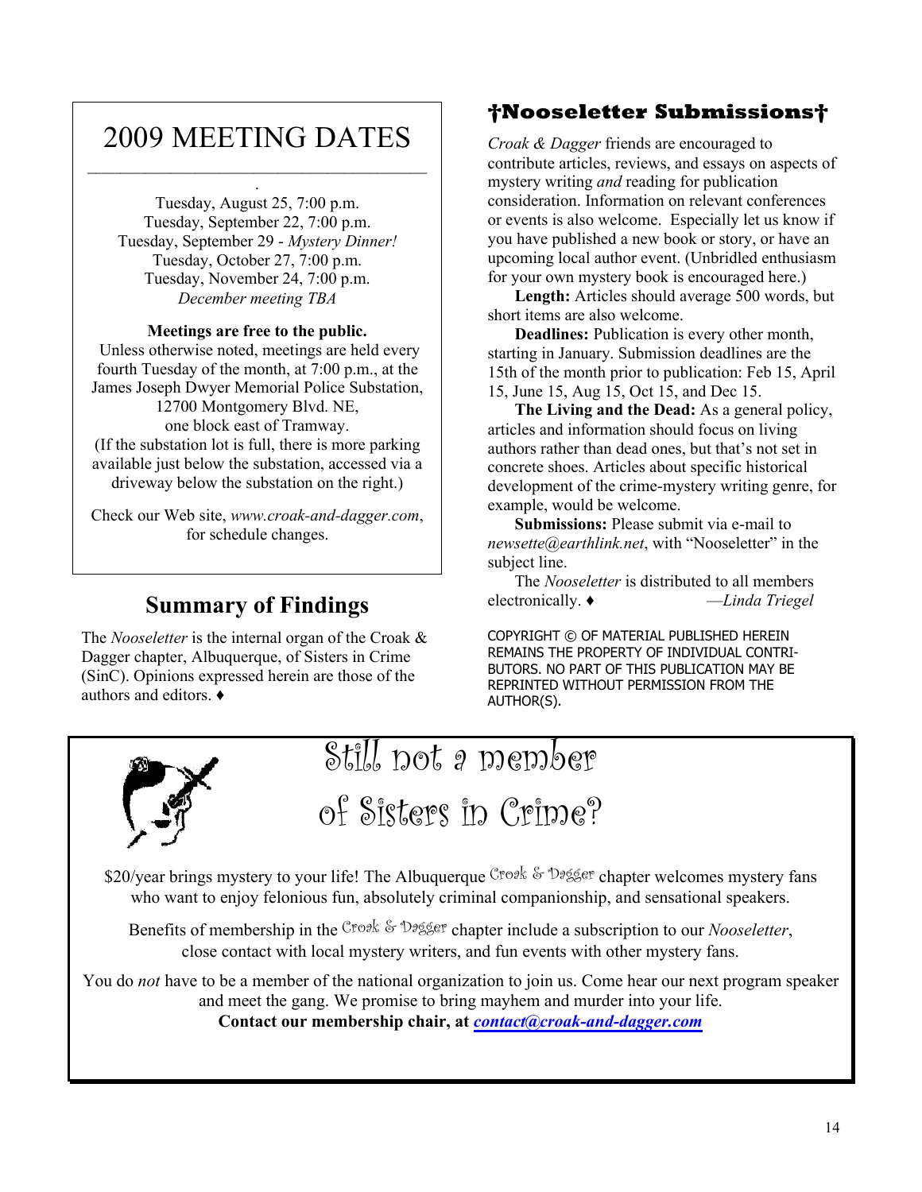# 2009 MEETING DATES

Tuesday, August 25, 7:00 p.m.
Tuesday, September 22, 7:00 p.m.
Tuesday, September 29 - *Mystery Dinner!*
Tuesday, October 27, 7:00 p.m.
Tuesday, November 24, 7:00 p.m.
*December meeting TBA*

**Meetings are free to the public.**
Unless otherwise noted, meetings are held every fourth Tuesday of the month, at 7:00 p.m., at the James Joseph Dwyer Memorial Police Substation, 12700 Montgomery Blvd. NE, one block east of Tramway.
(If the substation lot is full, there is more parking available just below the substation, accessed via a driveway below the substation on the right.)

Check our Web site, *www.croak-and-dagger.com*, for schedule changes.

## Summary of Findings

The *Nooseletter* is the internal organ of the Croak & Dagger chapter, Albuquerque, of Sisters in Crime (SinC). Opinions expressed herein are those of the authors and editors. ♦

## †Nooseletter Submissions†

*Croak & Dagger* friends are encouraged to contribute articles, reviews, and essays on aspects of mystery writing *and* reading for publication consideration. Information on relevant conferences or events is also welcome. Especially let us know if you have published a new book or story, or have an upcoming local author event. (Unbridled enthusiasm for your own mystery book is encouraged here.)

**Length:** Articles should average 500 words, but short items are also welcome.

**Deadlines:** Publication is every other month, starting in January. Submission deadlines are the 15th of the month prior to publication: Feb 15, April 15, June 15, Aug 15, Oct 15, and Dec 15.

**The Living and the Dead:** As a general policy, articles and information should focus on living authors rather than dead ones, but that's not set in concrete shoes. Articles about specific historical development of the crime-mystery writing genre, for example, would be welcome.

**Submissions:** Please submit via e-mail to *newsette@earthlink.net*, with "Nooseletter" in the subject line.

The *Nooseletter* is distributed to all members electronically. ♦ —*Linda Triegel*

COPYRIGHT © OF MATERIAL PUBLISHED HEREIN REMAINS THE PROPERTY OF INDIVIDUAL CONTRIBUTORS. NO PART OF THIS PUBLICATION MAY BE REPRINTED WITHOUT PERMISSION FROM THE AUTHOR(S).

## Still not a member of Sisters in Crime?

$20/year brings mystery to your life! The Albuquerque Croak & Dagger chapter welcomes mystery fans who want to enjoy felonious fun, absolutely criminal companionship, and sensational speakers.

Benefits of membership in the Croak & Dagger chapter include a subscription to our *Nooseletter*, close contact with local mystery writers, and fun events with other mystery fans.

You do *not* have to be a member of the national organization to join us. Come hear our next program speaker and meet the gang. We promise to bring mayhem and murder into your life.

**Contact our membership chair, at *contact@croak-and-dagger.com***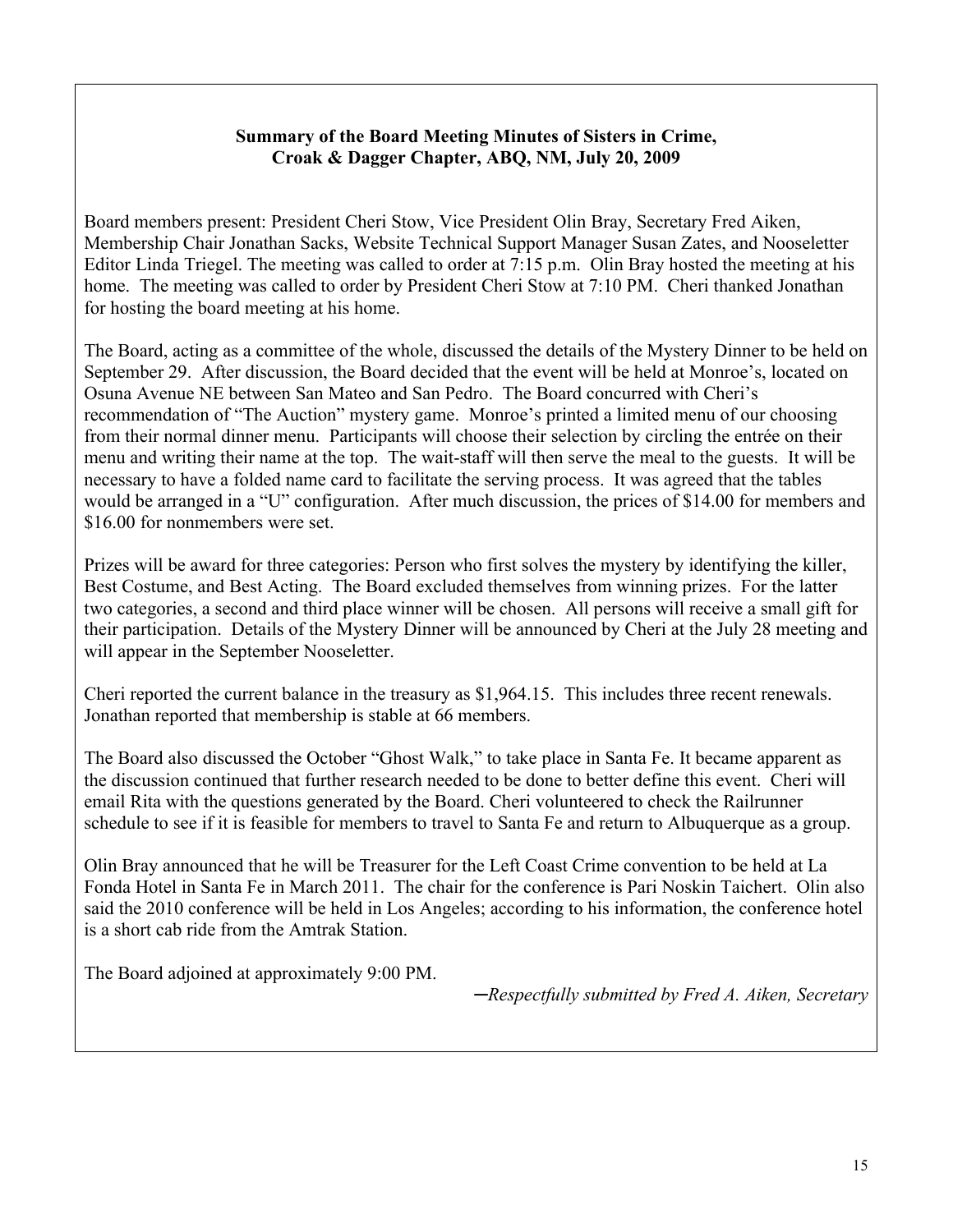**Summary of the Board Meeting Minutes of Sisters in Crime,
Croak & Dagger Chapter, ABQ, NM, July 20, 2009**

Board members present: President Cheri Stow, Vice President Olin Bray, Secretary Fred Aiken, Membership Chair Jonathan Sacks, Website Technical Support Manager Susan Zates, and Nooseletter Editor Linda Triegel. The meeting was called to order at 7:15 p.m. Olin Bray hosted the meeting at his home. The meeting was called to order by President Cheri Stow at 7:10 PM. Cheri thanked Jonathan for hosting the board meeting at his home.

The Board, acting as a committee of the whole, discussed the details of the Mystery Dinner to be held on September 29. After discussion, the Board decided that the event will be held at Monroe's, located on Osuna Avenue NE between San Mateo and San Pedro. The Board concurred with Cheri's recommendation of "The Auction" mystery game. Monroe's printed a limited menu of our choosing from their normal dinner menu. Participants will choose their selection by circling the entrée on their menu and writing their name at the top. The wait-staff will then serve the meal to the guests. It will be necessary to have a folded name card to facilitate the serving process. It was agreed that the tables would be arranged in a "U" configuration. After much discussion, the prices of $14.00 for members and $16.00 for nonmembers were set.

Prizes will be award for three categories: Person who first solves the mystery by identifying the killer, Best Costume, and Best Acting. The Board excluded themselves from winning prizes. For the latter two categories, a second and third place winner will be chosen. All persons will receive a small gift for their participation. Details of the Mystery Dinner will be announced by Cheri at the July 28 meeting and will appear in the September Nooseletter.

Cheri reported the current balance in the treasury as $1,964.15. This includes three recent renewals. Jonathan reported that membership is stable at 66 members.

The Board also discussed the October "Ghost Walk," to take place in Santa Fe. It became apparent as the discussion continued that further research needed to be done to better define this event. Cheri will email Rita with the questions generated by the Board. Cheri volunteered to check the Railrunner schedule to see if it is feasible for members to travel to Santa Fe and return to Albuquerque as a group.

Olin Bray announced that he will be Treasurer for the Left Coast Crime convention to be held at La Fonda Hotel in Santa Fe in March 2011. The chair for the conference is Pari Noskin Taichert. Olin also said the 2010 conference will be held in Los Angeles; according to his information, the conference hotel is a short cab ride from the Amtrak Station.

The Board adjoined at approximately 9:00 PM.

—*Respectfully submitted by Fred A. Aiken, Secretary*